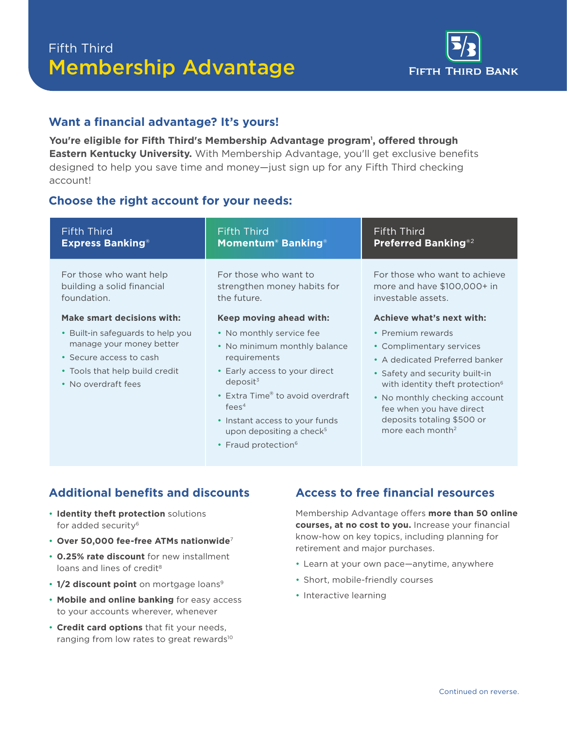Fifth Third

# Membership Advantage

FIFTH THIRD BANK

## Want a financial advantage? It's yours!

**You're eligible for Fifth Third's Membership Advantage program[1], offered through Eastern Kentucky University.** With Membership Advantage, you'll get exclusive benefits designed to help you save time and money—just sign up for any Fifth Third checking account!

## Choose the right account for your needs:

| Fifth Third **Express Banking®** | Fifth Third **Momentum® Banking®** | Fifth Third **Preferred Banking®[2]** |
|---|---|---|
| For those who want help building a solid financial foundation. | For those who want to strengthen money habits for the future. | For those who want to achieve more and have $100,000+ in investable assets. |
| **Make smart decisions with:** | **Keep moving ahead with:** | **Achieve what's next with:** |
| • Built-in safeguards to help you manage your money better<br>• Secure access to cash<br>• Tools that help build credit<br>• No overdraft fees | • No monthly service fee<br>• No minimum monthly balance requirements<br>• Early access to your direct deposit[3]<br>• Extra Time® to avoid overdraft fees[4]<br>• Instant access to your funds upon depositing a check[5]<br>• Fraud protection[6] | • Premium rewards<br>• Complimentary services<br>• A dedicated Preferred banker<br>• Safety and security built-in with identity theft protection[6]<br>• No monthly checking account fee when you have direct deposits totaling $500 or more each month[2] |

## Additional benefits and discounts

- **Identity theft protection** solutions for added security[6]
- **Over 50,000 fee-free ATMs nationwide**[7]
- **0.25% rate discount** for new installment loans and lines of credit[8]
- **1/2 discount point** on mortgage loans[9]
- **Mobile and online banking** for easy access to your accounts wherever, whenever
- **Credit card options** that fit your needs, ranging from low rates to great rewards[10]

## Access to free financial resources

Membership Advantage offers **more than 50 online courses, at no cost to you.** Increase your financial know-how on key topics, including planning for retirement and major purchases.

- Learn at your own pace—anytime, anywhere
- Short, mobile-friendly courses
- Interactive learning

Continued on reverse.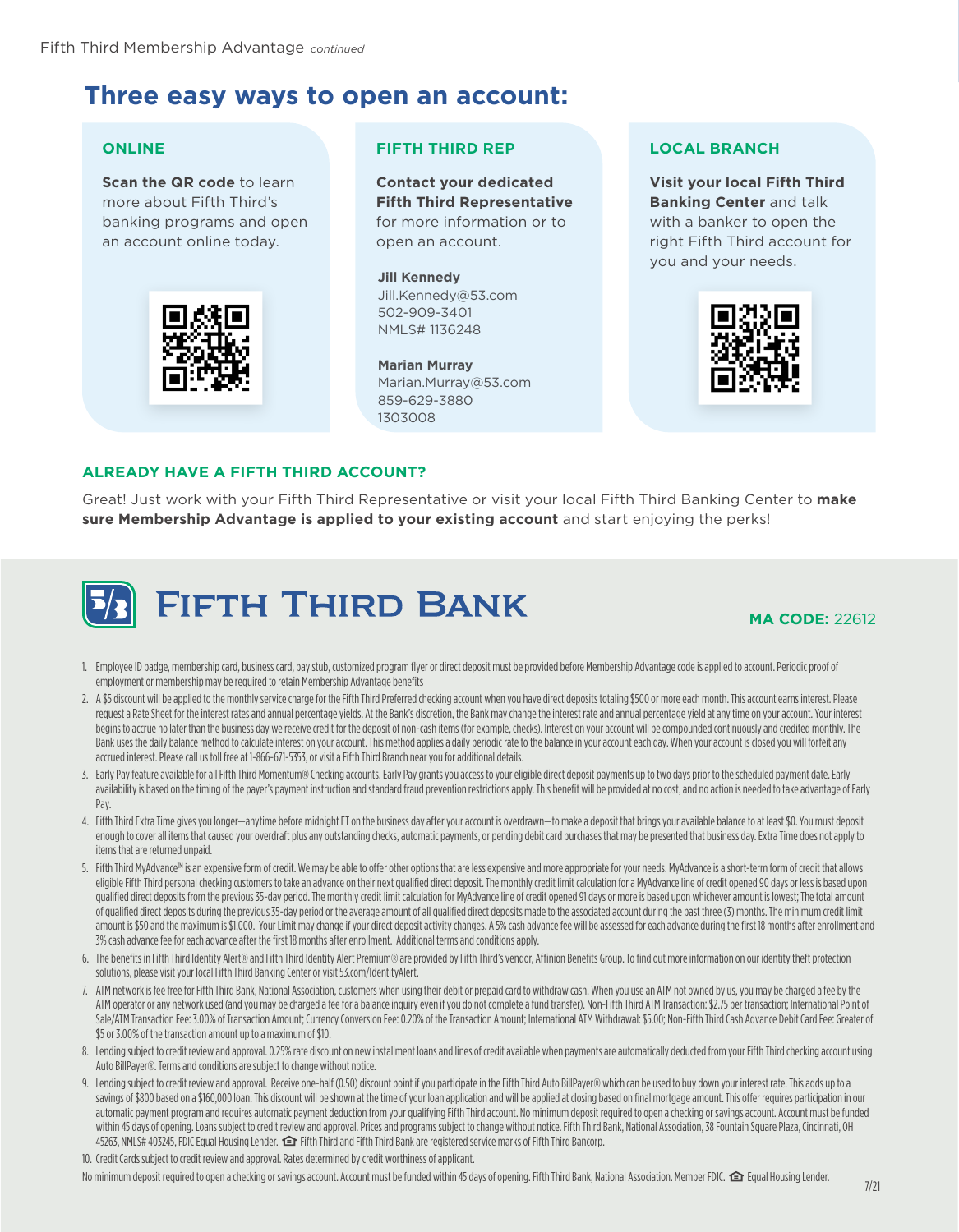# Three easy ways to open an account:

### ONLINE

**Scan the QR code** to learn more about Fifth Third's banking programs and open an account online today.

### FIFTH THIRD REP

**Contact your dedicated Fifth Third Representative** for more information or to open an account.

**Jill Kennedy**
Jill.Kennedy@53.com
502-909-3401
NMLS# 1136248

**Marian Murray**
Marian.Murray@53.com
859-629-3880
1303008

### LOCAL BRANCH

**Visit your local Fifth Third Banking Center** and talk with a banker to open the right Fifth Third account for you and your needs.

### ALREADY HAVE A FIFTH THIRD ACCOUNT?

Great! Just work with your Fifth Third Representative or visit your local Fifth Third Banking Center to **make sure Membership Advantage is applied to your existing account** and start enjoying the perks!

## Fifth Third Bank

**MA CODE:** 22612

1. Employee ID badge, membership card, business card, pay stub, customized program flyer or direct deposit must be provided before Membership Advantage code is applied to account. Periodic proof of employment or membership may be required to retain Membership Advantage benefits
2. A $5 discount will be applied to the monthly service charge for the Fifth Third Preferred checking account when you have direct deposits totaling $500 or more each month. This account earns interest. Please request a Rate Sheet for the interest rates and annual percentage yields. At the Bank's discretion, the Bank may change the interest rate and annual percentage yield at any time on your account. Your interest begins to accrue no later than the business day we receive credit for the deposit of non-cash items (for example, checks). Interest on your account will be compounded continuously and credited monthly. The Bank uses the daily balance method to calculate interest on your account. This method applies a daily periodic rate to the balance in your account each day. When your account is closed you will forfeit any accrued interest. Please call us toll free at 1-866-671-5353, or visit a Fifth Third Branch near you for additional details.
3. Early Pay feature available for all Fifth Third Momentum® Checking accounts. Early Pay grants you access to your eligible direct deposit payments up to two days prior to the scheduled payment date. Early availability is based on the timing of the payer's payment instruction and standard fraud prevention restrictions apply. This benefit will be provided at no cost, and no action is needed to take advantage of Early Pay.
4. Fifth Third Extra Time gives you longer—anytime before midnight ET on the business day after your account is overdrawn—to make a deposit that brings your available balance to at least $0. You must deposit enough to cover all items that caused your overdraft plus any outstanding checks, automatic payments, or pending debit card purchases that may be presented that business day. Extra Time does not apply to items that are returned unpaid.
5. Fifth Third MyAdvance℠ is an expensive form of credit. We may be able to offer other options that are less expensive and more appropriate for your needs. MyAdvance is a short-term form of credit that allows eligible Fifth Third personal checking customers to take an advance on their next qualified direct deposit. The monthly credit limit calculation for a MyAdvance line of credit opened 90 days or less is based upon qualified direct deposits from the previous 35-day period. The monthly credit limit calculation for MyAdvance line of credit opened 91 days or more is based upon whichever amount is lowest; The total amount of qualified direct deposits during the previous 35-day period or the average amount of all qualified direct deposits made to the associated account during the past three (3) months. The minimum credit limit amount is $50 and the maximum is $1,000. Your Limit may change if your direct deposit activity changes. A 5% cash advance fee will be assessed for each advance during the first 18 months after enrollment and 3% cash advance fee for each advance after the first 18 months after enrollment. Additional terms and conditions apply.
6. The benefits in Fifth Third Identity Alert® and Fifth Third Identity Alert Premium® are provided by Fifth Third's vendor, Affinion Benefits Group. To find out more information on our identity theft protection solutions, please visit your local Fifth Third Banking Center or visit 53.com/IdentityAlert.
7. ATM network is fee free for Fifth Third Bank, National Association, customers when using their debit or prepaid card to withdraw cash. When you use an ATM not owned by us, you may be charged a fee by the ATM operator or any network used (and you may be charged a fee for a balance inquiry even if you do not complete a fund transfer). Non-Fifth Third ATM Transaction: $2.75 per transaction; International Point of Sale/ATM Transaction Fee: 3.00% of Transaction Amount; Currency Conversion Fee: 0.20% of the Transaction Amount; International ATM Withdrawal: $5.00; Non-Fifth Third Cash Advance Debit Card Fee: Greater of $5 or 3.00% of the transaction amount up to a maximum of $10.
8. Lending subject to credit review and approval. 0.25% rate discount on new installment loans and lines of credit available when payments are automatically deducted from your Fifth Third checking account using Auto BillPayer®. Terms and conditions are subject to change without notice.
9. Lending subject to credit review and approval. Receive one-half (0.50) discount point if you participate in the Fifth Third Auto BillPayer® which can be used to buy down your interest rate. This adds up to a savings of $800 based on a $160,000 loan. This discount will be shown at the time of your loan application and will be applied at closing based on final mortgage amount. This offer requires participation in our automatic payment program and requires automatic payment deduction from your qualifying Fifth Third account. No minimum deposit required to open a checking or savings account. Account must be funded within 45 days of opening. Loans subject to credit review and approval. Prices and programs subject to change without notice. Fifth Third Bank, National Association, 38 Fountain Square Plaza, Cincinnati, OH 45263, NMLS# 403245, FDIC Equal Housing Lender. Fifth Third and Fifth Third Bank are registered service marks of Fifth Third Bancorp.
10. Credit Cards subject to credit review and approval. Rates determined by credit worthiness of applicant.

No minimum deposit required to open a checking or savings account. Account must be funded within 45 days of opening. Fifth Third Bank, National Association. Member FDIC. Equal Housing Lender.

7/21